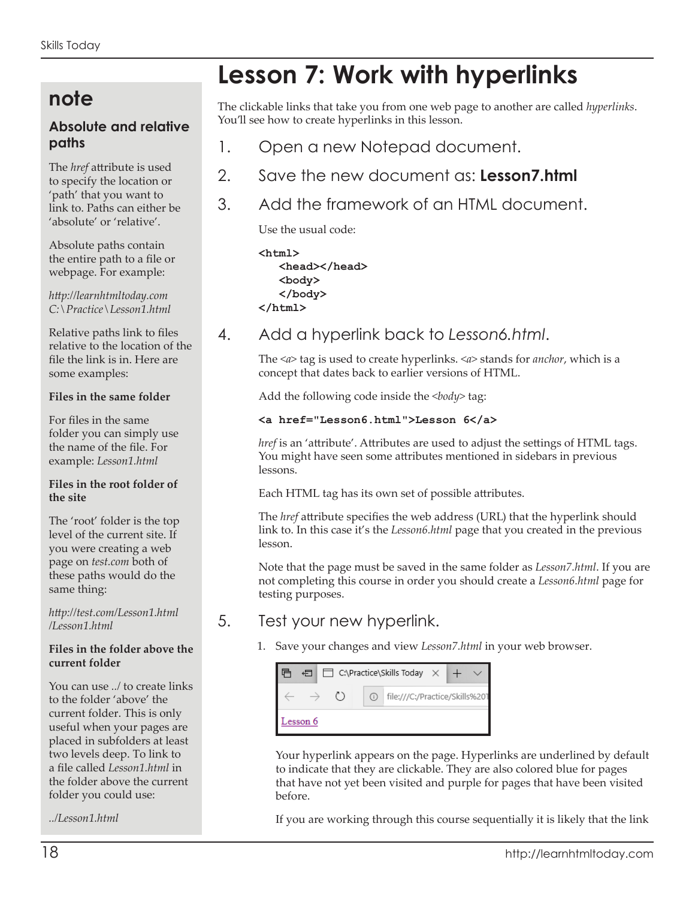# Lesson 7: Work with hyperlinks

The clickable links that take you from one web page to another are called *hyperlinks*. You'll see how to create hyperlinks in this lesson.

1. Open a new Notepad document.

2. Save the new document as: **Lesson7.html**

3. Add the framework of an HTML document.

   Use the usual code:

```
<html>
   <head></head>
   <body>
   </body>
</html>
```

4. Add a hyperlink back to *Lesson6.html*.

   The *<a>* tag is used to create hyperlinks. *<a>* stands for *anchor*, which is a concept that dates back to earlier versions of HTML.

   Add the following code inside the *<body>* tag:

```
<a href="Lesson6.html">Lesson 6</a>
```

   *href* is an 'attribute'. Attributes are used to adjust the settings of HTML tags. You might have seen some attributes mentioned in sidebars in previous lessons.

   Each HTML tag has its own set of possible attributes.

   The *href* attribute specifies the web address (URL) that the hyperlink should link to. In this case it's the *Lesson6.html* page that you created in the previous lesson.

   Note that the page must be saved in the same folder as *Lesson7.html*. If you are not completing this course in order you should create a *Lesson6.html* page for testing purposes.

5. Test your new hyperlink.

   1. Save your changes and view *Lesson7.html* in your web browser.

      C:\Practice\Skills Today
      file:///C:/Practice/Skills%20T
      Lesson 6

      Your hyperlink appears on the page. Hyperlinks are underlined by default to indicate that they are clickable. They are also colored blue for pages that have not yet been visited and purple for pages that have been visited before.

      If you are working through this course sequentially it is likely that the link

## note

### Absolute and relative paths

The *href* attribute is used to specify the location or 'path' that you want to link to. Paths can either be 'absolute' or 'relative'.

Absolute paths contain the entire path to a file or webpage. For example:

*http://learnhtmltoday.com*
*C:\Practice\Lesson1.html*

Relative paths link to files relative to the location of the file the link is in. Here are some examples:

**Files in the same folder**

For files in the same folder you can simply use the name of the file. For example: *Lesson1.html*

**Files in the root folder of the site**

The 'root' folder is the top level of the current site. If you were creating a web page on *test.com* both of these paths would do the same thing:

*http://test.com/Lesson1.html*
*/Lesson1.html*

**Files in the folder above the current folder**

You can use ../ to create links to the folder 'above' the current folder. This is only useful when your pages are placed in subfolders at least two levels deep. To link to a file called *Lesson1.html* in the folder above the current folder you could use:

*../Lesson1.html*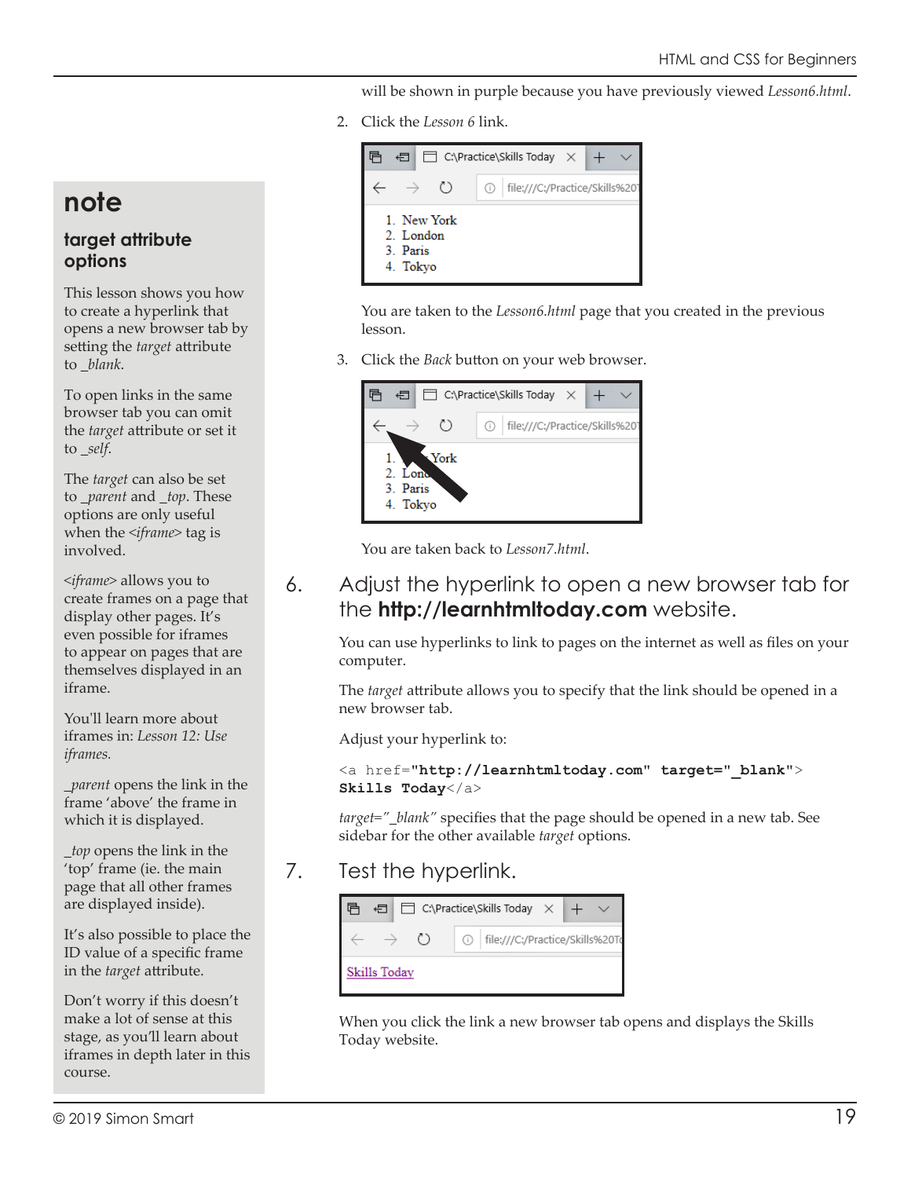will be shown in purple because you have previously viewed *Lesson6.html*.

2. Click the *Lesson 6* link.

   You are taken to the *Lesson6.html* page that you created in the previous lesson.

3. Click the *Back* button on your web browser.

   You are taken back to *Lesson7.html*.

## 6. Adjust the hyperlink to open a new browser tab for the **http://learnhtmltoday.com** website.

You can use hyperlinks to link to pages on the internet as well as files on your computer.

The *target* attribute allows you to specify that the link should be opened in a new browser tab.

Adjust your hyperlink to:

```
<a href="http://learnhtmltoday.com" target="_blank">
Skills Today</a>
```

*target="_blank"* specifies that the page should be opened in a new tab. See sidebar for the other available *target* options.

## 7. Test the hyperlink.

When you click the link a new browser tab opens and displays the Skills Today website.

## note

### target attribute options

This lesson shows you how to create a hyperlink that opens a new browser tab by setting the *target* attribute to *_blank*.

To open links in the same browser tab you can omit the *target* attribute or set it to *_self*.

The *target* can also be set to *_parent* and *_top*. These options are only useful when the *<iframe>* tag is involved.

*<iframe>* allows you to create frames on a page that display other pages. It's even possible for iframes to appear on pages that are themselves displayed in an iframe.

You'll learn more about iframes in: *Lesson 12: Use iframes.*

*_parent* opens the link in the frame 'above' the frame in which it is displayed.

*_top* opens the link in the 'top' frame (ie. the main page that all other frames are displayed inside).

It's also possible to place the ID value of a specific frame in the *target* attribute.

Don't worry if this doesn't make a lot of sense at this stage, as you'll learn about iframes in depth later in this course.

© 2019 Simon Smart